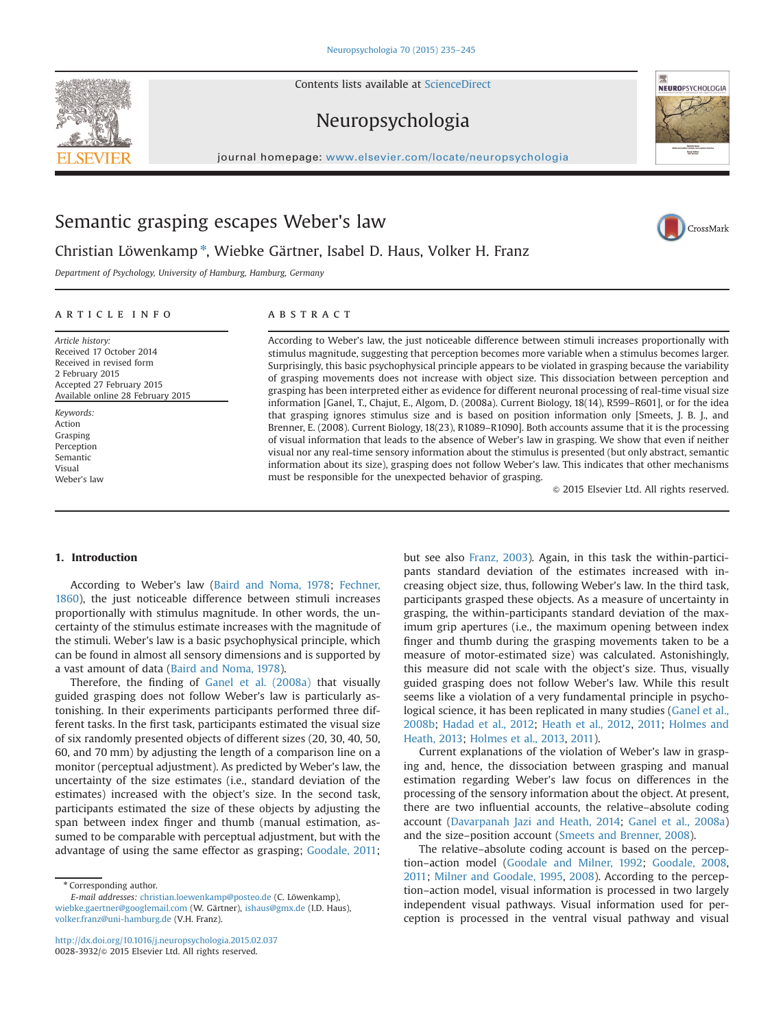# Semantic grasping escapes Weber's law

Christian Löwenkamp *, Wiebke Gärtner, Isabel D. Haus, Volker H. Franz

*Department of Psychology, University of Hamburg, Hamburg, Germany*

## ARTICLE INFO

*Article history:*
Received 17 October 2014
Received in revised form
2 February 2015
Accepted 27 February 2015
Available online 28 February 2015

*Keywords:*
Action
Grasping
Perception
Semantic
Visual
Weber's law

## ABSTRACT

According to Weber's law, the just noticeable difference between stimuli increases proportionally with stimulus magnitude, suggesting that perception becomes more variable when a stimulus becomes larger. Surprisingly, this basic psychophysical principle appears to be violated in grasping because the variability of grasping movements does not increase with object size. This dissociation between perception and grasping has been interpreted either as evidence for different neuronal processing of real-time visual size information [Ganel, T., Chajut, E., Algom, D. (2008a). Current Biology, 18(14), R599–R601], or for the idea that grasping ignores stimulus size and is based on position information only [Smeets, J. B. J., and Brenner, E. (2008). Current Biology, 18(23), R1089–R1090]. Both accounts assume that it is the processing of visual information that leads to the absence of Weber's law in grasping. We show that even if neither visual nor any real-time sensory information about the stimulus is presented (but only abstract, semantic information about its size), grasping does not follow Weber's law. This indicates that other mechanisms must be responsible for the unexpected behavior of grasping.

© 2015 Elsevier Ltd. All rights reserved.

## 1. Introduction

According to Weber's law (Baird and Noma, 1978; Fechner, 1860), the just noticeable difference between stimuli increases proportionally with stimulus magnitude. In other words, the uncertainty of the stimulus estimate increases with the magnitude of the stimuli. Weber's law is a basic psychophysical principle, which can be found in almost all sensory dimensions and is supported by a vast amount of data (Baird and Noma, 1978).

Therefore, the finding of Ganel et al. (2008a) that visually guided grasping does not follow Weber's law is particularly astonishing. In their experiments participants performed three different tasks. In the first task, participants estimated the visual size of six randomly presented objects of different sizes (20, 30, 40, 50, 60, and 70 mm) by adjusting the length of a comparison line on a monitor (perceptual adjustment). As predicted by Weber's law, the uncertainty of the size estimates (i.e., standard deviation of the estimates) increased with the object's size. In the second task, participants estimated the size of these objects by adjusting the span between index finger and thumb (manual estimation, assumed to be comparable with perceptual adjustment, but with the advantage of using the same effector as grasping; Goodale, 2011; but see also Franz, 2003). Again, in this task the within-participants standard deviation of the estimates increased with increasing object size, thus, following Weber's law. In the third task, participants grasped these objects. As a measure of uncertainty in grasping, the within-participants standard deviation of the maximum grip apertures (i.e., the maximum opening between index finger and thumb during the grasping movements taken to be a measure of motor-estimated size) was calculated. Astonishingly, this measure did not scale with the object's size. Thus, visually guided grasping does not follow Weber's law. While this result seems like a violation of a very fundamental principle in psychological science, it has been replicated in many studies (Ganel et al., 2008b; Hadad et al., 2012; Heath et al., 2012, 2011; Holmes and Heath, 2013; Holmes et al., 2013, 2011).

Current explanations of the violation of Weber's law in grasping and, hence, the dissociation between grasping and manual estimation regarding Weber's law focus on differences in the processing of the sensory information about the object. At present, there are two influential accounts, the relative–absolute coding account (Davarpanah Jazi and Heath, 2014; Ganel et al., 2008a) and the size–position account (Smeets and Brenner, 2008).

The relative–absolute coding account is based on the perception–action model (Goodale and Milner, 1992; Goodale, 2008, 2011; Milner and Goodale, 1995, 2008). According to the perception–action model, visual information is processed in two largely independent visual pathways. Visual information used for perception is processed in the ventral visual pathway and visual

* Corresponding author.
*E-mail addresses:* christian.loewenkamp@posteo.de (C. Löwenkamp), wiebke.gaertner@googlemail.com (W. Gärtner), ishaus@gmx.de (I.D. Haus), volker.franz@uni-hamburg.de (V.H. Franz).

http://dx.doi.org/10.1016/j.neuropsychologia.2015.02.037
0028-3932/© 2015 Elsevier Ltd. All rights reserved.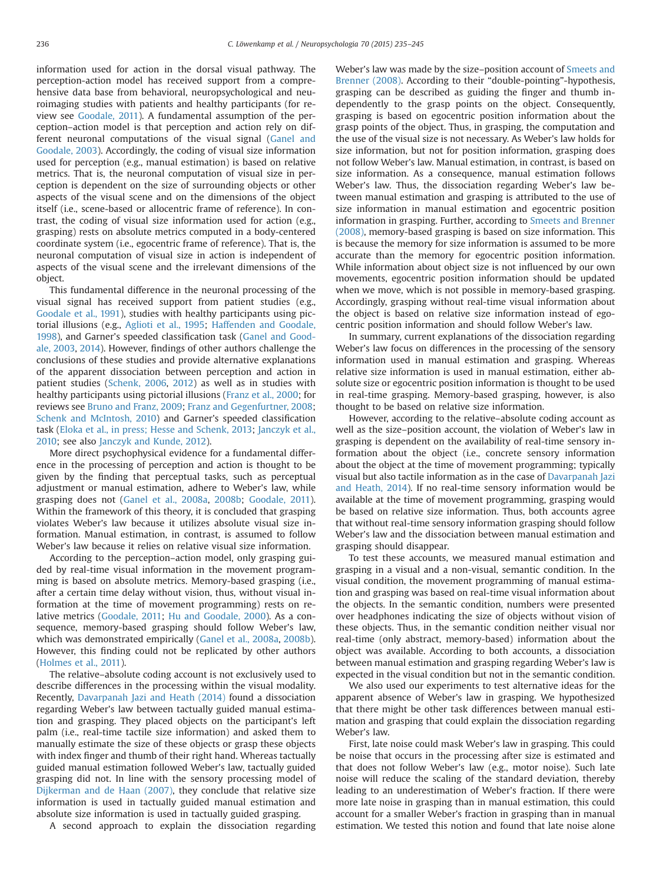information used for action in the dorsal visual pathway. The perception-action model has received support from a comprehensive data base from behavioral, neuropsychological and neuroimaging studies with patients and healthy participants (for review see Goodale, 2011). A fundamental assumption of the perception–action model is that perception and action rely on different neuronal computations of the visual signal (Ganel and Goodale, 2003). Accordingly, the coding of visual size information used for perception (e.g., manual estimation) is based on relative metrics. That is, the neuronal computation of visual size in perception is dependent on the size of surrounding objects or other aspects of the visual scene and on the dimensions of the object itself (i.e., scene-based or allocentric frame of reference). In contrast, the coding of visual size information used for action (e.g., grasping) rests on absolute metrics computed in a body-centered coordinate system (i.e., egocentric frame of reference). That is, the neuronal computation of visual size in action is independent of aspects of the visual scene and the irrelevant dimensions of the object.

This fundamental difference in the neuronal processing of the visual signal has received support from patient studies (e.g., Goodale et al., 1991), studies with healthy participants using pictorial illusions (e.g., Aglioti et al., 1995; Haffenden and Goodale, 1998), and Garner's speeded classification task (Ganel and Goodale, 2003, 2014). However, findings of other authors challenge the conclusions of these studies and provide alternative explanations of the apparent dissociation between perception and action in patient studies (Schenk, 2006, 2012) as well as in studies with healthy participants using pictorial illusions (Franz et al., 2000; for reviews see Bruno and Franz, 2009; Franz and Gegenfurtner, 2008; Schenk and McIntosh, 2010) and Garner's speeded classification task (Eloka et al., in press; Hesse and Schenk, 2013; Janczyk et al., 2010; see also Janczyk and Kunde, 2012).

More direct psychophysical evidence for a fundamental difference in the processing of perception and action is thought to be given by the finding that perceptual tasks, such as perceptual adjustment or manual estimation, adhere to Weber's law, while grasping does not (Ganel et al., 2008a, 2008b; Goodale, 2011). Within the framework of this theory, it is concluded that grasping violates Weber's law because it utilizes absolute visual size information. Manual estimation, in contrast, is assumed to follow Weber's law because it relies on relative visual size information.

According to the perception–action model, only grasping guided by real-time visual information in the movement programming is based on absolute metrics. Memory-based grasping (i.e., after a certain time delay without vision, thus, without visual information at the time of movement programming) rests on relative metrics (Goodale, 2011; Hu and Goodale, 2000). As a consequence, memory-based grasping should follow Weber's law, which was demonstrated empirically (Ganel et al., 2008a, 2008b). However, this finding could not be replicated by other authors (Holmes et al., 2011).

The relative–absolute coding account is not exclusively used to describe differences in the processing within the visual modality. Recently, Davarpanah Jazi and Heath (2014) found a dissociation regarding Weber's law between tactually guided manual estimation and grasping. They placed objects on the participant's left palm (i.e., real-time tactile size information) and asked them to manually estimate the size of these objects or grasp these objects with index finger and thumb of their right hand. Whereas tactually guided manual estimation followed Weber's law, tactually guided grasping did not. In line with the sensory processing model of Dijkerman and de Haan (2007), they conclude that relative size information is used in tactually guided manual estimation and absolute size information is used in tactually guided grasping.

A second approach to explain the dissociation regarding Weber's law was made by the size–position account of Smeets and Brenner (2008). According to their "double-pointing"-hypothesis, grasping can be described as guiding the finger and thumb independently to the grasp points on the object. Consequently, grasping is based on egocentric position information about the grasp points of the object. Thus, in grasping, the computation and the use of the visual size is not necessary. As Weber's law holds for size information, but not for position information, grasping does not follow Weber's law. Manual estimation, in contrast, is based on size information. As a consequence, manual estimation follows Weber's law. Thus, the dissociation regarding Weber's law between manual estimation and grasping is attributed to the use of size information in manual estimation and egocentric position information in grasping. Further, according to Smeets and Brenner (2008), memory-based grasping is based on size information. This is because the memory for size information is assumed to be more accurate than the memory for egocentric position information. While information about object size is not influenced by our own movements, egocentric position information should be updated when we move, which is not possible in memory-based grasping. Accordingly, grasping without real-time visual information about the object is based on relative size information instead of egocentric position information and should follow Weber's law.

In summary, current explanations of the dissociation regarding Weber's law focus on differences in the processing of the sensory information used in manual estimation and grasping. Whereas relative size information is used in manual estimation, either absolute size or egocentric position information is thought to be used in real-time grasping. Memory-based grasping, however, is also thought to be based on relative size information.

However, according to the relative–absolute coding account as well as the size–position account, the violation of Weber's law in grasping is dependent on the availability of real-time sensory information about the object (i.e., concrete sensory information about the object at the time of movement programming; typically visual but also tactile information as in the case of Davarpanah Jazi and Heath, 2014). If no real-time sensory information would be available at the time of movement programming, grasping would be based on relative size information. Thus, both accounts agree that without real-time sensory information grasping should follow Weber's law and the dissociation between manual estimation and grasping should disappear.

To test these accounts, we measured manual estimation and grasping in a visual and a non-visual, semantic condition. In the visual condition, the movement programming of manual estimation and grasping was based on real-time visual information about the objects. In the semantic condition, numbers were presented over headphones indicating the size of objects without vision of these objects. Thus, in the semantic condition neither visual nor real-time (only abstract, memory-based) information about the object was available. According to both accounts, a dissociation between manual estimation and grasping regarding Weber's law is expected in the visual condition but not in the semantic condition.

We also used our experiments to test alternative ideas for the apparent absence of Weber's law in grasping. We hypothesized that there might be other task differences between manual estimation and grasping that could explain the dissociation regarding Weber's law.

First, late noise could mask Weber's law in grasping. This could be noise that occurs in the processing after size is estimated and that does not follow Weber's law (e.g., motor noise). Such late noise will reduce the scaling of the standard deviation, thereby leading to an underestimation of Weber's fraction. If there were more late noise in grasping than in manual estimation, this could account for a smaller Weber's fraction in grasping than in manual estimation. We tested this notion and found that late noise alone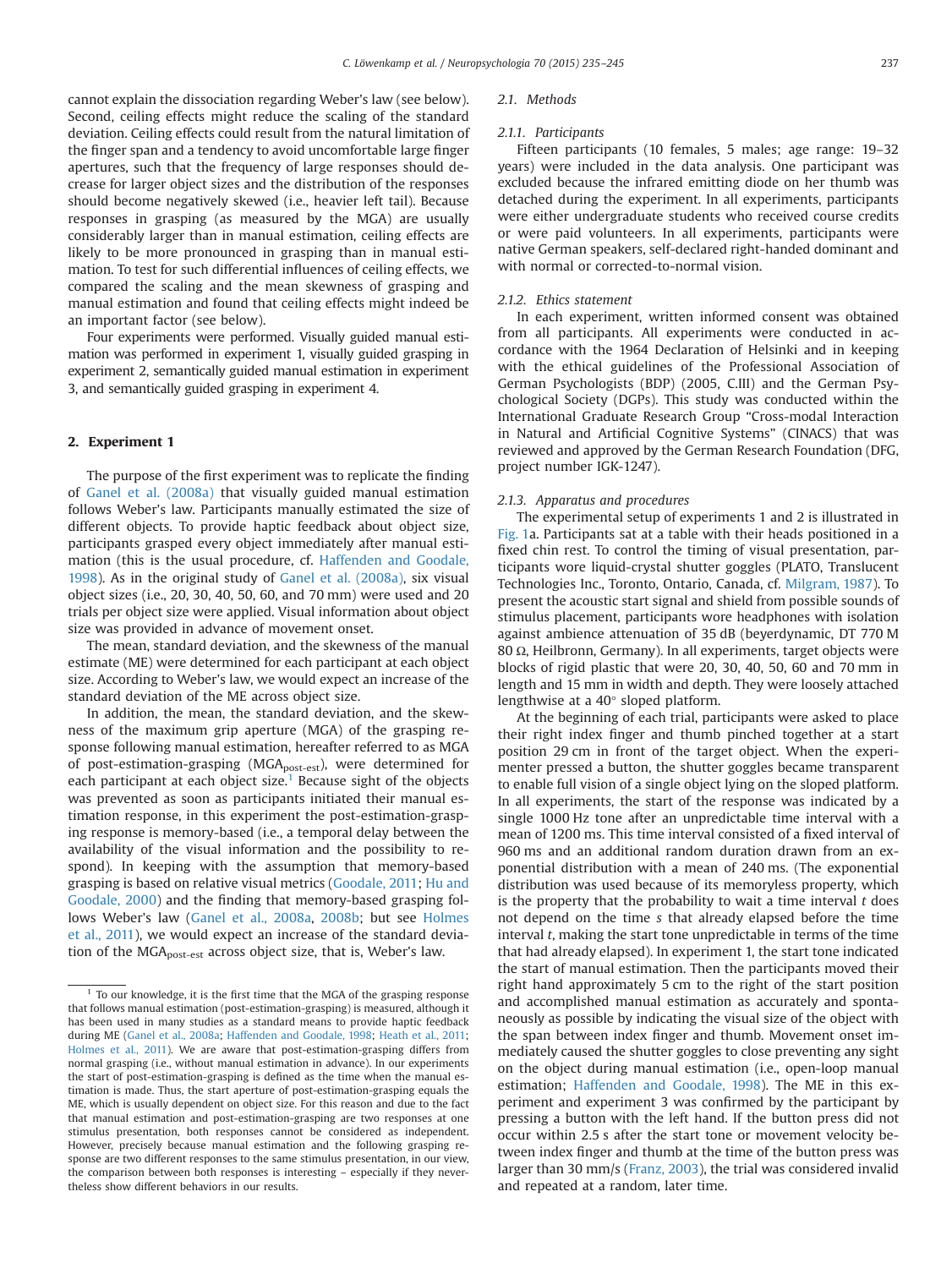cannot explain the dissociation regarding Weber's law (see below). Second, ceiling effects might reduce the scaling of the standard deviation. Ceiling effects could result from the natural limitation of the finger span and a tendency to avoid uncomfortable large finger apertures, such that the frequency of large responses should decrease for larger object sizes and the distribution of the responses should become negatively skewed (i.e., heavier left tail). Because responses in grasping (as measured by the MGA) are usually considerably larger than in manual estimation, ceiling effects are likely to be more pronounced in grasping than in manual estimation. To test for such differential influences of ceiling effects, we compared the scaling and the mean skewness of grasping and manual estimation and found that ceiling effects might indeed be an important factor (see below).

Four experiments were performed. Visually guided manual estimation was performed in experiment 1, visually guided grasping in experiment 2, semantically guided manual estimation in experiment 3, and semantically guided grasping in experiment 4.

## 2. Experiment 1

The purpose of the first experiment was to replicate the finding of Ganel et al. (2008a) that visually guided manual estimation follows Weber's law. Participants manually estimated the size of different objects. To provide haptic feedback about object size, participants grasped every object immediately after manual estimation (this is the usual procedure, cf. Haffenden and Goodale, 1998). As in the original study of Ganel et al. (2008a), six visual object sizes (i.e., 20, 30, 40, 50, 60, and 70 mm) were used and 20 trials per object size were applied. Visual information about object size was provided in advance of movement onset.

The mean, standard deviation, and the skewness of the manual estimate (ME) were determined for each participant at each object size. According to Weber's law, we would expect an increase of the standard deviation of the ME across object size.

In addition, the mean, the standard deviation, and the skewness of the maximum grip aperture (MGA) of the grasping response following manual estimation, hereafter referred to as MGA of post-estimation-grasping ($MGA_{post\text{-}est}$), were determined for each participant at each object size.[1] Because sight of the objects was prevented as soon as participants initiated their manual estimation response, in this experiment the post-estimation-grasping response is memory-based (i.e., a temporal delay between the availability of the visual information and the possibility to respond). In keeping with the assumption that memory-based grasping is based on relative visual metrics (Goodale, 2011; Hu and Goodale, 2000) and the finding that memory-based grasping follows Weber's law (Ganel et al., 2008a, 2008b; but see Holmes et al., 2011), we would expect an increase of the standard deviation of the $MGA_{post\text{-}est}$ across object size, that is, Weber's law.

[1] To our knowledge, it is the first time that the MGA of the grasping response that follows manual estimation (post-estimation-grasping) is measured, although it has been used in many studies as a standard means to provide haptic feedback during ME (Ganel et al., 2008a; Haffenden and Goodale, 1998; Heath et al., 2011; Holmes et al., 2011). We are aware that post-estimation-grasping differs from normal grasping (i.e., without manual estimation in advance). In our experiments the start of post-estimation-grasping is defined as the time when the manual estimation is made. Thus, the start aperture of post-estimation-grasping equals the ME, which is usually dependent on object size. For this reason and due to the fact that manual estimation and post-estimation-grasping are two responses at one stimulus presentation, both responses cannot be considered as independent. However, precisely because manual estimation and the following grasping response are two different responses to the same stimulus presentation, in our view, the comparison between both responses is interesting – especially if they nevertheless show different behaviors in our results.

### 2.1. Methods

#### 2.1.1. Participants

Fifteen participants (10 females, 5 males; age range: 19–32 years) were included in the data analysis. One participant was excluded because the infrared emitting diode on her thumb was detached during the experiment. In all experiments, participants were either undergraduate students who received course credits or were paid volunteers. In all experiments, participants were native German speakers, self-declared right-handed dominant and with normal or corrected-to-normal vision.

#### 2.1.2. Ethics statement

In each experiment, written informed consent was obtained from all participants. All experiments were conducted in accordance with the 1964 Declaration of Helsinki and in keeping with the ethical guidelines of the Professional Association of German Psychologists (BDP) (2005, C.III) and the German Psychological Society (DGPs). This study was conducted within the International Graduate Research Group "Cross-modal Interaction in Natural and Artificial Cognitive Systems" (CINACS) that was reviewed and approved by the German Research Foundation (DFG, project number IGK-1247).

#### 2.1.3. Apparatus and procedures

The experimental setup of experiments 1 and 2 is illustrated in Fig. 1a. Participants sat at a table with their heads positioned in a fixed chin rest. To control the timing of visual presentation, participants wore liquid-crystal shutter goggles (PLATO, Translucent Technologies Inc., Toronto, Ontario, Canada, cf. Milgram, 1987). To present the acoustic start signal and shield from possible sounds of stimulus placement, participants wore headphones with isolation against ambience attenuation of 35 dB (beyerdynamic, DT 770 M 80 Ω, Heilbronn, Germany). In all experiments, target objects were blocks of rigid plastic that were 20, 30, 40, 50, 60 and 70 mm in length and 15 mm in width and depth. They were loosely attached lengthwise at a 40° sloped platform.

At the beginning of each trial, participants were asked to place their right index finger and thumb pinched together at a start position 29 cm in front of the target object. When the experimenter pressed a button, the shutter goggles became transparent to enable full vision of a single object lying on the sloped platform. In all experiments, the start of the response was indicated by a single 1000 Hz tone after an unpredictable time interval with a mean of 1200 ms. This time interval consisted of a fixed interval of 960 ms and an additional random duration drawn from an exponential distribution with a mean of 240 ms. (The exponential distribution was used because of its memoryless property, which is the property that the probability to wait a time interval *t* does not depend on the time *s* that already elapsed before the time interval *t*, making the start tone unpredictable in terms of the time that had already elapsed). In experiment 1, the start tone indicated the start of manual estimation. Then the participants moved their right hand approximately 5 cm to the right of the start position and accomplished manual estimation as accurately and spontaneously as possible by indicating the visual size of the object with the span between index finger and thumb. Movement onset immediately caused the shutter goggles to close preventing any sight on the object during manual estimation (i.e., open-loop manual estimation; Haffenden and Goodale, 1998). The ME in this experiment and experiment 3 was confirmed by the participant by pressing a button with the left hand. If the button press did not occur within 2.5 s after the start tone or movement velocity between index finger and thumb at the time of the button press was larger than 30 mm/s (Franz, 2003), the trial was considered invalid and repeated at a random, later time.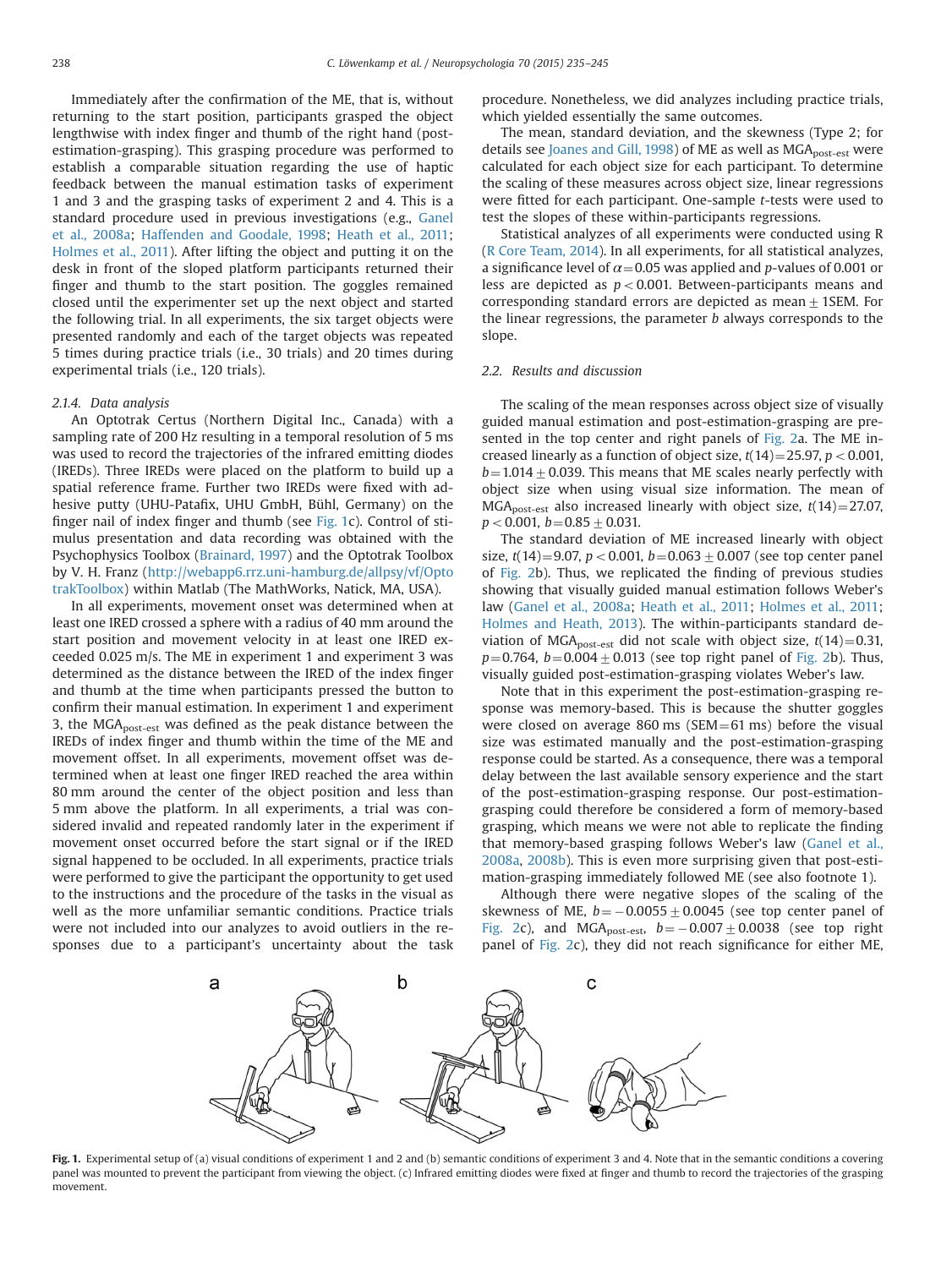Immediately after the confirmation of the ME, that is, without returning to the start position, participants grasped the object lengthwise with index finger and thumb of the right hand (post-estimation-grasping). This grasping procedure was performed to establish a comparable situation regarding the use of haptic feedback between the manual estimation tasks of experiment 1 and 3 and the grasping tasks of experiment 2 and 4. This is a standard procedure used in previous investigations (e.g., Ganel et al., 2008a; Haffenden and Goodale, 1998; Heath et al., 2011; Holmes et al., 2011). After lifting the object and putting it on the desk in front of the sloped platform participants returned their finger and thumb to the start position. The goggles remained closed until the experimenter set up the next object and started the following trial. In all experiments, the six target objects were presented randomly and each of the target objects was repeated 5 times during practice trials (i.e., 30 trials) and 20 times during experimental trials (i.e., 120 trials).

#### 2.1.4. Data analysis

An Optotrak Certus (Northern Digital Inc., Canada) with a sampling rate of 200 Hz resulting in a temporal resolution of 5 ms was used to record the trajectories of the infrared emitting diodes (IREDs). Three IREDs were placed on the platform to build up a spatial reference frame. Further two IREDs were fixed with adhesive putty (UHU-Patafix, UHU GmbH, Bühl, Germany) on the finger nail of index finger and thumb (see Fig. 1c). Control of stimulus presentation and data recording was obtained with the Psychophysics Toolbox (Brainard, 1997) and the Optotrak Toolbox by V. H. Franz (http://webapp6.rrz.uni-hamburg.de/allpsy/vf/OptotrakToolbox) within Matlab (The MathWorks, Natick, MA, USA).

In all experiments, movement onset was determined when at least one IRED crossed a sphere with a radius of 40 mm around the start position and movement velocity in at least one IRED exceeded 0.025 m/s. The ME in experiment 1 and experiment 3 was determined as the distance between the IRED of the index finger and thumb at the time when participants pressed the button to confirm their manual estimation. In experiment 1 and experiment 3, the $MGA_{post\text{-}est}$ was defined as the peak distance between the IREDs of index finger and thumb within the time of the ME and movement offset. In all experiments, movement offset was determined when at least one finger IRED reached the area within 80 mm around the center of the object position and less than 5 mm above the platform. In all experiments, a trial was considered invalid and repeated randomly later in the experiment if movement onset occurred before the start signal or if the IRED signal happened to be occluded. In all experiments, practice trials were performed to give the participant the opportunity to get used to the instructions and the procedure of the tasks in the visual as well as the more unfamiliar semantic conditions. Practice trials were not included into our analyzes to avoid outliers in the responses due to a participant's uncertainty about the task procedure. Nonetheless, we did analyzes including practice trials, which yielded essentially the same outcomes.

The mean, standard deviation, and the skewness (Type 2; for details see Joanes and Gill, 1998) of ME as well as $MGA_{post\text{-}est}$ were calculated for each object size for each participant. To determine the scaling of these measures across object size, linear regressions were fitted for each participant. One-sample *t*-tests were used to test the slopes of these within-participants regressions.

Statistical analyzes of all experiments were conducted using R (R Core Team, 2014). In all experiments, for all statistical analyzes, a significance level of $\alpha = 0.05$ was applied and *p*-values of 0.001 or less are depicted as $p < 0.001$. Between-participants means and corresponding standard errors are depicted as mean ± 1SEM. For the linear regressions, the parameter *b* always corresponds to the slope.

### 2.2. Results and discussion

The scaling of the mean responses across object size of visually guided manual estimation and post-estimation-grasping are presented in the top center and right panels of Fig. 2a. The ME increased linearly as a function of object size, $t(14) = 25.97$, $p < 0.001$, $b = 1.014 \pm 0.039$. This means that ME scales nearly perfectly with object size when using visual size information. The mean of $MGA_{post\text{-}est}$ also increased linearly with object size, $t(14) = 27.07$, $p < 0.001$, $b = 0.85 \pm 0.031$.

The standard deviation of ME increased linearly with object size, $t(14) = 9.07$, $p < 0.001$, $b = 0.063 \pm 0.007$ (see top center panel of Fig. 2b). Thus, we replicated the finding of previous studies showing that visually guided manual estimation follows Weber's law (Ganel et al., 2008a; Heath et al., 2011; Holmes et al., 2011; Holmes and Heath, 2013). The within-participants standard deviation of $MGA_{post\text{-}est}$ did not scale with object size, $t(14) = 0.31$, $p = 0.764$, $b = 0.004 \pm 0.013$ (see top right panel of Fig. 2b). Thus, visually guided post-estimation-grasping violates Weber's law.

Note that in this experiment the post-estimation-grasping response was memory-based. This is because the shutter goggles were closed on average 860 ms (SEM = 61 ms) before the visual size was estimated manually and the post-estimation-grasping response could be started. As a consequence, there was a temporal delay between the last available sensory experience and the start of the post-estimation-grasping response. Our post-estimation-grasping could therefore be considered a form of memory-based grasping, which means we were not able to replicate the finding that memory-based grasping follows Weber's law (Ganel et al., 2008a, 2008b). This is even more surprising given that post-estimation-grasping immediately followed ME (see also footnote 1).

Although there were negative slopes of the scaling of the skewness of ME, $b = -0.0055 \pm 0.0045$ (see top center panel of Fig. 2c), and $MGA_{post\text{-}est}$, $b = -0.007 \pm 0.0038$ (see top right panel of Fig. 2c), they did not reach significance for either ME,

**Fig. 1.** Experimental setup of (a) visual conditions of experiment 1 and 2 and (b) semantic conditions of experiment 3 and 4. Note that in the semantic conditions a covering panel was mounted to prevent the participant from viewing the object. (c) Infrared emitting diodes were fixed at finger and thumb to record the trajectories of the grasping movement.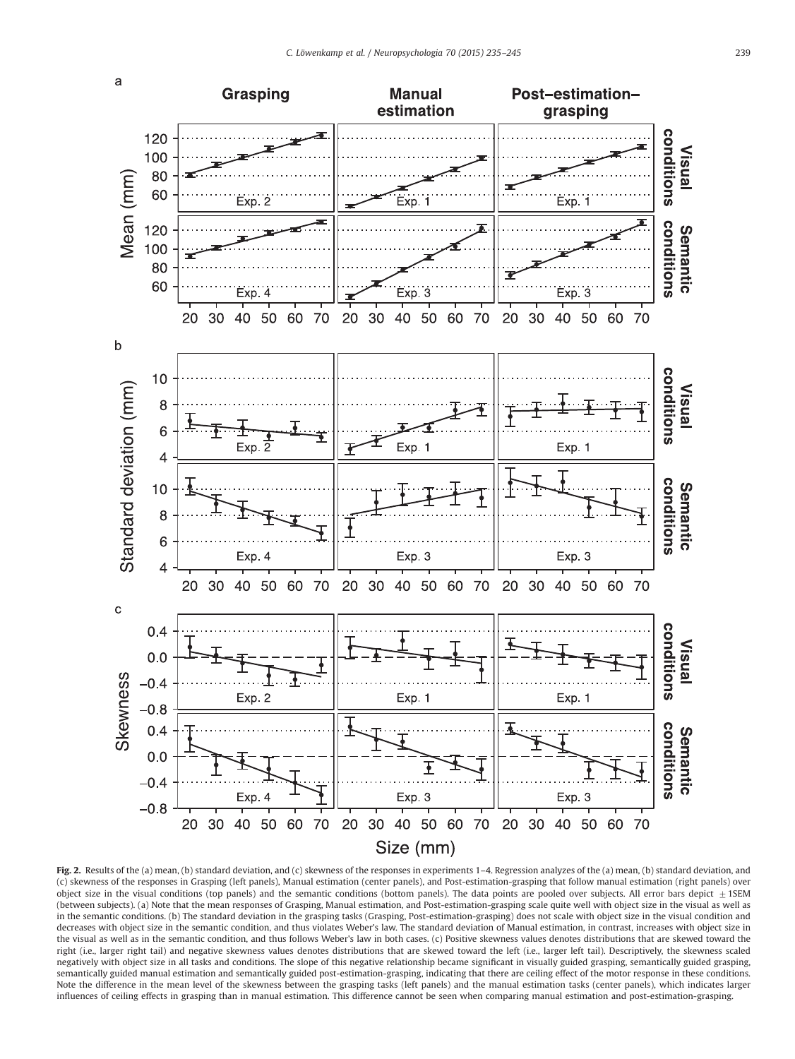Fig. 2. Results of the (a) mean, (b) standard deviation, and (c) skewness of the responses in experiments 1–4. Regression analyzes of the (a) mean, (b) standard deviation, and (c) skewness of the responses in Grasping (left panels), Manual estimation (center panels), and Post-estimation-grasping that follow manual estimation (right panels) over object size in the visual conditions (top panels) and the semantic conditions (bottom panels). The data points are pooled over subjects. All error bars depict ± 1SEM (between subjects). (a) Note that the mean responses of Grasping, Manual estimation, and Post-estimation-grasping scale quite well with object size in the visual as well as in the semantic conditions. (b) The standard deviation in the grasping tasks (Grasping, Post-estimation-grasping) does not scale with object size in the visual condition and decreases with object size in the semantic condition, and thus violates Weber's law. The standard deviation of Manual estimation, in contrast, increases with object size in the visual as well as in the semantic condition, and thus follows Weber's law in both cases. (c) Positive skewness values denotes distributions that are skewed toward the right (i.e., larger right tail) and negative skewness values denotes distributions that are skewed toward the left (i.e., larger left tail). Descriptively, the skewness scaled negatively with object size in all tasks and conditions. The slope of this negative relationship became significant in visually guided grasping, semantically guided grasping, semantically guided manual estimation and semantically guided post-estimation-grasping, indicating that there are ceiling effects of the motor response in these conditions. Note the difference in the mean level of the skewness between the grasping tasks (left panels) and the manual estimation tasks (center panels), which indicates larger influences of ceiling effects in grasping than in manual estimation. This difference cannot be seen when comparing manual estimation and post-estimation-grasping.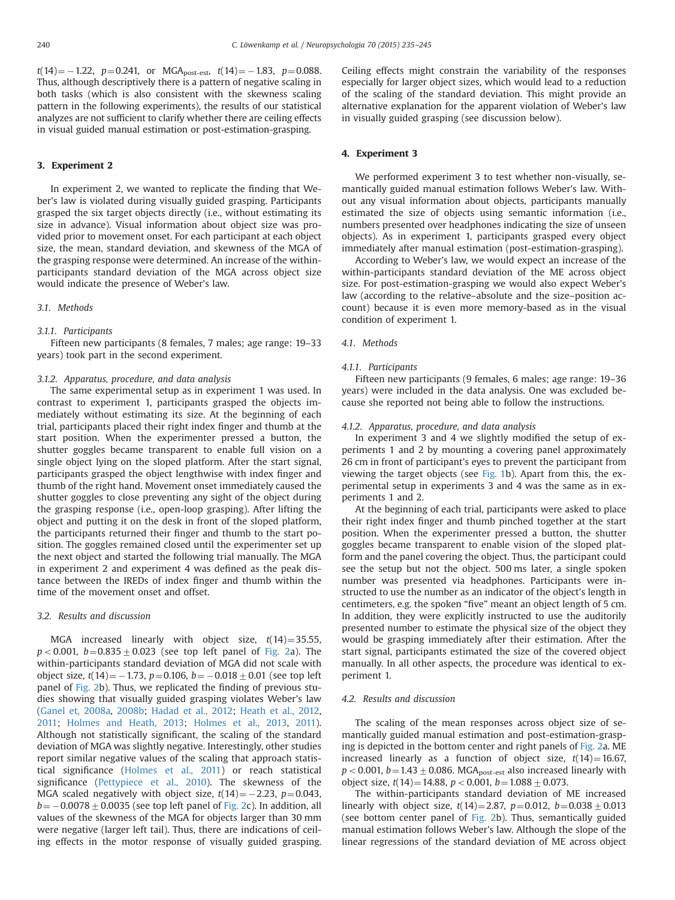$t(14) = -1.22$, $p = 0.241$, or $MGA_{post\text{-}est}$, $t(14) = -1.83$, $p = 0.088$. Thus, although descriptively there is a pattern of negative scaling in both tasks (which is also consistent with the skewness scaling pattern in the following experiments), the results of our statistical analyzes are not sufficient to clarify whether there are ceiling effects in visual guided manual estimation or post-estimation-grasping.

## 3. Experiment 2

In experiment 2, we wanted to replicate the finding that Weber's law is violated during visually guided grasping. Participants grasped the six target objects directly (i.e., without estimating its size in advance). Visual information about object size was provided prior to movement onset. For each participant at each object size, the mean, standard deviation, and skewness of the MGA of the grasping response were determined. An increase of the within-participants standard deviation of the MGA across object size would indicate the presence of Weber's law.

### 3.1. Methods

#### 3.1.1. Participants

Fifteen new participants (8 females, 7 males; age range: 19–33 years) took part in the second experiment.

#### 3.1.2. Apparatus, procedure, and data analysis

The same experimental setup as in experiment 1 was used. In contrast to experiment 1, participants grasped the objects immediately without estimating its size. At the beginning of each trial, participants placed their right index finger and thumb at the start position. When the experimenter pressed a button, the shutter goggles became transparent to enable full vision on a single object lying on the sloped platform. After the start signal, participants grasped the object lengthwise with index finger and thumb of the right hand. Movement onset immediately caused the shutter goggles to close preventing any sight of the object during the grasping response (i.e., open-loop grasping). After lifting the object and putting it on the desk in front of the sloped platform, the participants returned their finger and thumb to the start position. The goggles remained closed until the experimenter set up the next object and started the following trial manually. The MGA in experiment 2 and experiment 4 was defined as the peak distance between the IREDs of index finger and thumb within the time of the movement onset and offset.

### 3.2. Results and discussion

MGA increased linearly with object size, $t(14) = 35.55$, $p < 0.001$, $b = 0.835 \pm 0.023$ (see top left panel of Fig. 2a). The within-participants standard deviation of MGA did not scale with object size, $t(14) = -1.73$, $p = 0.106$, $b = -0.018 \pm 0.01$ (see top left panel of Fig. 2b). Thus, we replicated the finding of previous studies showing that visually guided grasping violates Weber's law (Ganel et, 2008a, 2008b; Hadad et al., 2012; Heath et al., 2012, 2011; Holmes and Heath, 2013; Holmes et al., 2013, 2011). Although not statistically significant, the scaling of the standard deviation of MGA was slightly negative. Interestingly, other studies report similar negative values of the scaling that approach statistical significance (Holmes et al., 2011) or reach statistical significance (Pettypiece et al., 2010). The skewness of the MGA scaled negatively with object size, $t(14) = -2.23$, $p = 0.043$, $b = -0.0078 \pm 0.0035$ (see top left panel of Fig. 2c). In addition, all values of the skewness of the MGA for objects larger than 30 mm were negative (larger left tail). Thus, there are indications of ceiling effects in the motor response of visually guided grasping. Ceiling effects might constrain the variability of the responses especially for larger object sizes, which would lead to a reduction of the scaling of the standard deviation. This might provide an alternative explanation for the apparent violation of Weber's law in visually guided grasping (see discussion below).

## 4. Experiment 3

We performed experiment 3 to test whether non-visually, semantically guided manual estimation follows Weber's law. Without any visual information about objects, participants manually estimated the size of objects using semantic information (i.e., numbers presented over headphones indicating the size of unseen objects). As in experiment 1, participants grasped every object immediately after manual estimation (post-estimation-grasping).

According to Weber's law, we would expect an increase of the within-participants standard deviation of the ME across object size. For post-estimation-grasping we would also expect Weber's law (according to the relative–absolute and the size–position account) because it is even more memory-based as in the visual condition of experiment 1.

### 4.1. Methods

#### 4.1.1. Participants

Fifteen new participants (9 females, 6 males; age range: 19–36 years) were included in the data analysis. One was excluded because she reported not being able to follow the instructions.

#### 4.1.2. Apparatus, procedure, and data analysis

In experiment 3 and 4 we slightly modified the setup of experiments 1 and 2 by mounting a covering panel approximately 26 cm in front of participant's eyes to prevent the participant from viewing the target objects (see Fig. 1b). Apart from this, the experimental setup in experiments 3 and 4 was the same as in experiments 1 and 2.

At the beginning of each trial, participants were asked to place their right index finger and thumb pinched together at the start position. When the experimenter pressed a button, the shutter goggles became transparent to enable vision of the sloped platform and the panel covering the object. Thus, the participant could see the setup but not the object. 500 ms later, a single spoken number was presented via headphones. Participants were instructed to use the number as an indicator of the object's length in centimeters, e.g. the spoken "five" meant an object length of 5 cm. In addition, they were explicitly instructed to use the auditorily presented number to estimate the physical size of the object they would be grasping immediately after their estimation. After the start signal, participants estimated the size of the covered object manually. In all other aspects, the procedure was identical to experiment 1.

### 4.2. Results and discussion

The scaling of the mean responses across object size of semantically guided manual estimation and post-estimation-grasping is depicted in the bottom center and right panels of Fig. 2a. ME increased linearly as a function of object size, $t(14) = 16.67$, $p < 0.001$, $b = 1.43 \pm 0.086$. $MGA_{post\text{-}est}$ also increased linearly with object size, $t(14) = 14.88$, $p < 0.001$, $b = 1.088 \pm 0.073$.

The within-participants standard deviation of ME increased linearly with object size, $t(14) = 2.87$, $p = 0.012$, $b = 0.038 \pm 0.013$ (see bottom center panel of Fig. 2b). Thus, semantically guided manual estimation follows Weber's law. Although the slope of the linear regressions of the standard deviation of ME across object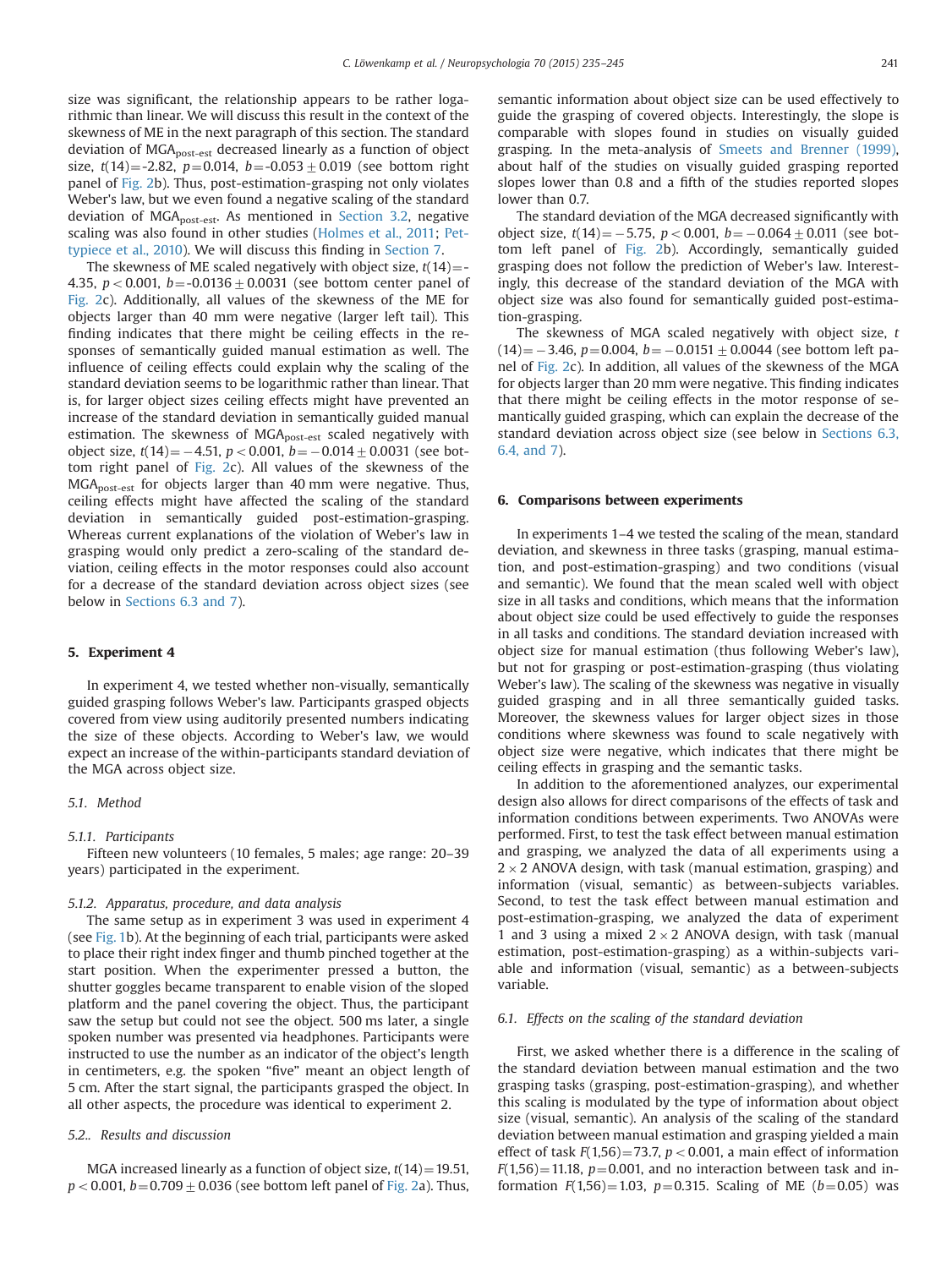size was significant, the relationship appears to be rather logarithmic than linear. We will discuss this result in the context of the skewness of ME in the next paragraph of this section. The standard deviation of $MGA_{post-est}$ decreased linearly as a function of object size, $t(14)=-2.82$, $p=0.014$, $b=-0.053 \pm 0.019$ (see bottom right panel of Fig. 2b). Thus, post-estimation-grasping not only violates Weber's law, but we even found a negative scaling of the standard deviation of $MGA_{post-est}$. As mentioned in Section 3.2, negative scaling was also found in other studies (Holmes et al., 2011; Pettypiece et al., 2010). We will discuss this finding in Section 7.

The skewness of ME scaled negatively with object size, $t(14)=-4.35$, $p<0.001$, $b=-0.0136 \pm 0.0031$ (see bottom center panel of Fig. 2c). Additionally, all values of the skewness of the ME for objects larger than 40 mm were negative (larger left tail). This finding indicates that there might be ceiling effects in the responses of semantically guided manual estimation as well. The influence of ceiling effects could explain why the scaling of the standard deviation seems to be logarithmic rather than linear. That is, for larger object sizes ceiling effects might have prevented an increase of the standard deviation in semantically guided manual estimation. The skewness of $MGA_{post-est}$ scaled negatively with object size, $t(14)=-4.51$, $p<0.001$, $b=-0.014 \pm 0.0031$ (see bottom right panel of Fig. 2c). All values of the skewness of the $MGA_{post-est}$ for objects larger than 40 mm were negative. Thus, ceiling effects might have affected the scaling of the standard deviation in semantically guided post-estimation-grasping. Whereas current explanations of the violation of Weber's law in grasping would only predict a zero-scaling of the standard deviation, ceiling effects in the motor responses could also account for a decrease of the standard deviation across object sizes (see below in Sections 6.3 and 7).

## 5. Experiment 4

In experiment 4, we tested whether non-visually, semantically guided grasping follows Weber's law. Participants grasped objects covered from view using auditorily presented numbers indicating the size of these objects. According to Weber's law, we would expect an increase of the within-participants standard deviation of the MGA across object size.

### 5.1. Method

#### 5.1.1. Participants

Fifteen new volunteers (10 females, 5 males; age range: 20–39 years) participated in the experiment.

#### 5.1.2. Apparatus, procedure, and data analysis

The same setup as in experiment 3 was used in experiment 4 (see Fig. 1b). At the beginning of each trial, participants were asked to place their right index finger and thumb pinched together at the start position. When the experimenter pressed a button, the shutter goggles became transparent to enable vision of the sloped platform and the panel covering the object. Thus, the participant saw the setup but could not see the object. 500 ms later, a single spoken number was presented via headphones. Participants were instructed to use the number as an indicator of the object's length in centimeters, e.g. the spoken "five" meant an object length of 5 cm. After the start signal, the participants grasped the object. In all other aspects, the procedure was identical to experiment 2.

### 5.2.. Results and discussion

MGA increased linearly as a function of object size, $t(14)=19.51$, $p<0.001$, $b=0.709 \pm 0.036$ (see bottom left panel of Fig. 2a). Thus, semantic information about object size can be used effectively to guide the grasping of covered objects. Interestingly, the slope is comparable with slopes found in studies on visually guided grasping. In the meta-analysis of Smeets and Brenner (1999), about half of the studies on visually guided grasping reported slopes lower than 0.8 and a fifth of the studies reported slopes lower than 0.7.

The standard deviation of the MGA decreased significantly with object size, $t(14)=-5.75$, $p<0.001$, $b=-0.064 \pm 0.011$ (see bottom left panel of Fig. 2b). Accordingly, semantically guided grasping does not follow the prediction of Weber's law. Interestingly, this decrease of the standard deviation of the MGA with object size was also found for semantically guided post-estimation-grasping.

The skewness of MGA scaled negatively with object size, $t(14)=-3.46$, $p=0.004$, $b=-0.0151 \pm 0.0044$ (see bottom left panel of Fig. 2c). In addition, all values of the skewness of the MGA for objects larger than 20 mm were negative. This finding indicates that there might be ceiling effects in the motor response of semantically guided grasping, which can explain the decrease of the standard deviation across object size (see below in Sections 6.3, 6.4, and 7).

## 6. Comparisons between experiments

In experiments 1–4 we tested the scaling of the mean, standard deviation, and skewness in three tasks (grasping, manual estimation, and post-estimation-grasping) and two conditions (visual and semantic). We found that the mean scaled well with object size in all tasks and conditions, which means that the information about object size could be used effectively to guide the responses in all tasks and conditions. The standard deviation increased with object size for manual estimation (thus following Weber's law), but not for grasping or post-estimation-grasping (thus violating Weber's law). The scaling of the skewness was negative in visually guided grasping and in all three semantically guided tasks. Moreover, the skewness values for larger object sizes in those conditions where skewness was found to scale negatively with object size were negative, which indicates that there might be ceiling effects in grasping and the semantic tasks.

In addition to the aforementioned analyzes, our experimental design also allows for direct comparisons of the effects of task and information conditions between experiments. Two ANOVAs were performed. First, to test the task effect between manual estimation and grasping, we analyzed the data of all experiments using a $2 \times 2$ ANOVA design, with task (manual estimation, grasping) and information (visual, semantic) as between-subjects variables. Second, to test the task effect between manual estimation and post-estimation-grasping, we analyzed the data of experiment 1 and 3 using a mixed $2 \times 2$ ANOVA design, with task (manual estimation, post-estimation-grasping) as a within-subjects variable and information (visual, semantic) as a between-subjects variable.

### 6.1. Effects on the scaling of the standard deviation

First, we asked whether there is a difference in the scaling of the standard deviation between manual estimation and the two grasping tasks (grasping, post-estimation-grasping), and whether this scaling is modulated by the type of information about object size (visual, semantic). An analysis of the scaling of the standard deviation between manual estimation and grasping yielded a main effect of task $F(1,56)=73.7$, $p<0.001$, a main effect of information $F(1,56)=11.18$, $p=0.001$, and no interaction between task and information $F(1,56)=1.03$, $p=0.315$. Scaling of ME ($b=0.05$) was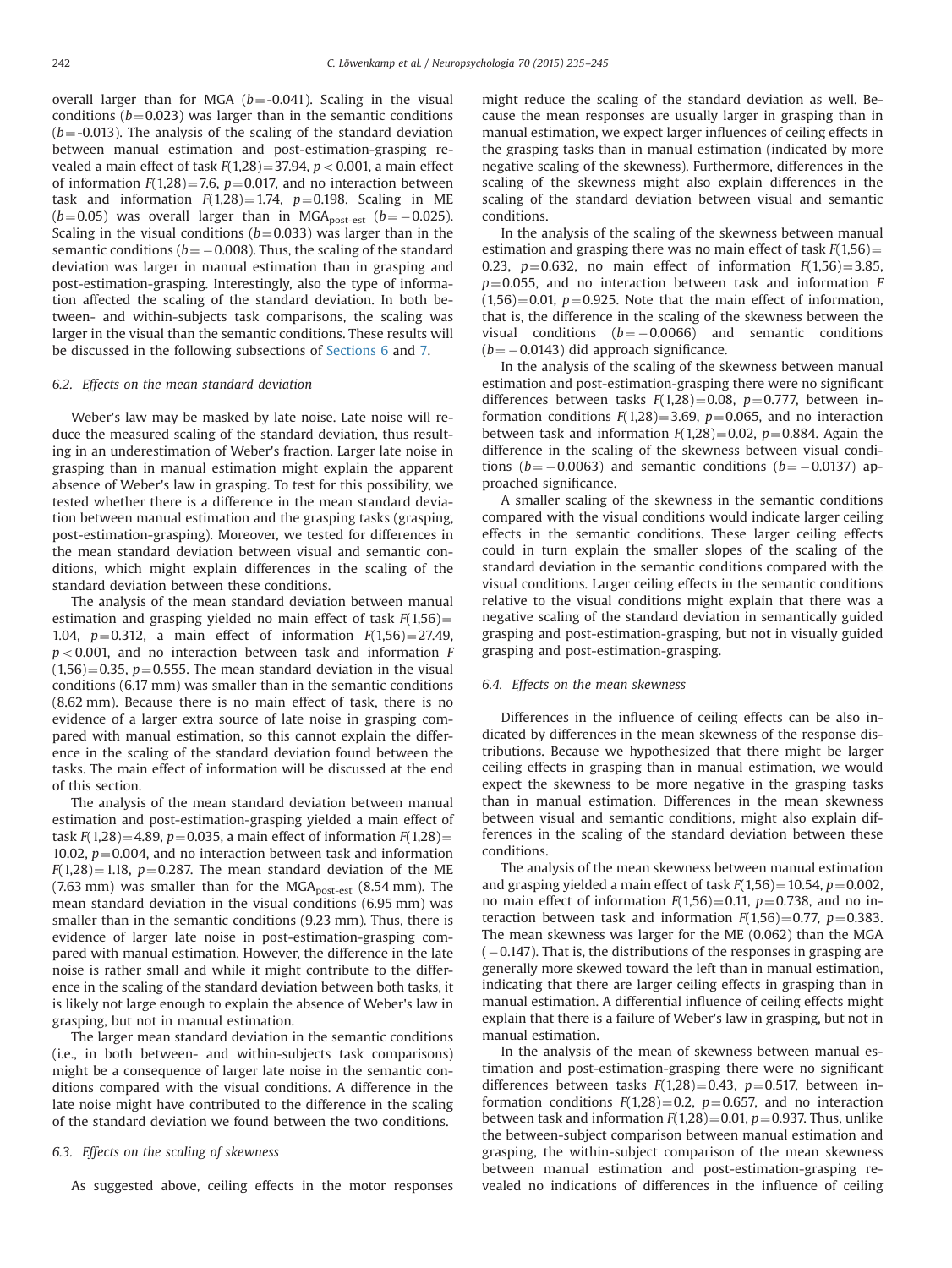overall larger than for MGA ($b$=-0.041). Scaling in the visual conditions ($b$=0.023) was larger than in the semantic conditions ($b$=-0.013). The analysis of the scaling of the standard deviation between manual estimation and post-estimation-grasping revealed a main effect of task $F(1,28)=37.94$, $p<0.001$, a main effect of information $F(1,28)=7.6$, $p=0.017$, and no interaction between task and information $F(1,28)=1.74$, $p=0.198$. Scaling in ME ($b$=0.05) was overall larger than in $MGA_{post-est}$ ($b=-0.025$). Scaling in the visual conditions ($b$=0.033) was larger than in the semantic conditions ($b=-0.008$). Thus, the scaling of the standard deviation was larger in manual estimation than in grasping and post-estimation-grasping. Interestingly, also the type of information affected the scaling of the standard deviation. In both between- and within-subjects task comparisons, the scaling was larger in the visual than the semantic conditions. These results will be discussed in the following subsections of Sections 6 and 7.

### 6.2. Effects on the mean standard deviation

Weber's law may be masked by late noise. Late noise will reduce the measured scaling of the standard deviation, thus resulting in an underestimation of Weber's fraction. Larger late noise in grasping than in manual estimation might explain the apparent absence of Weber's law in grasping. To test for this possibility, we tested whether there is a difference in the mean standard deviation between manual estimation and the grasping tasks (grasping, post-estimation-grasping). Moreover, we tested for differences in the mean standard deviation between visual and semantic conditions, which might explain differences in the scaling of the standard deviation between these conditions.

The analysis of the mean standard deviation between manual estimation and grasping yielded no main effect of task $F(1,56)=1.04$, $p=0.312$, a main effect of information $F(1,56)=27.49$, $p<0.001$, and no interaction between task and information $F(1,56)=0.35$, $p=0.555$. The mean standard deviation in the visual conditions (6.17 mm) was smaller than in the semantic conditions (8.62 mm). Because there is no main effect of task, there is no evidence of a larger extra source of late noise in grasping compared with manual estimation, so this cannot explain the difference in the scaling of the standard deviation found between the tasks. The main effect of information will be discussed at the end of this section.

The analysis of the mean standard deviation between manual estimation and post-estimation-grasping yielded a main effect of task $F(1,28)=4.89$, $p=0.035$, a main effect of information $F(1,28)=10.02$, $p=0.004$, and no interaction between task and information $F(1,28)=1.18$, $p=0.287$. The mean standard deviation of the ME (7.63 mm) was smaller than for the $MGA_{post-est}$ (8.54 mm). The mean standard deviation in the visual conditions (6.95 mm) was smaller than in the semantic conditions (9.23 mm). Thus, there is evidence of larger late noise in post-estimation-grasping compared with manual estimation. However, the difference in the late noise is rather small and while it might contribute to the difference in the scaling of the standard deviation between both tasks, it is likely not large enough to explain the absence of Weber's law in grasping, but not in manual estimation.

The larger mean standard deviation in the semantic conditions (i.e., in both between- and within-subjects task comparisons) might be a consequence of larger late noise in the semantic conditions compared with the visual conditions. A difference in the late noise might have contributed to the difference in the scaling of the standard deviation we found between the two conditions.

### 6.3. Effects on the scaling of skewness

As suggested above, ceiling effects in the motor responses might reduce the scaling of the standard deviation as well. Because the mean responses are usually larger in grasping than in manual estimation, we expect larger influences of ceiling effects in the grasping tasks than in manual estimation (indicated by more negative scaling of the skewness). Furthermore, differences in the scaling of the skewness might also explain differences in the scaling of the standard deviation between visual and semantic conditions.

In the analysis of the scaling of the skewness between manual estimation and grasping there was no main effect of task $F(1,56)=0.23$, $p=0.632$, no main effect of information $F(1,56)=3.85$, $p=0.055$, and no interaction between task and information $F(1,56)=0.01$, $p=0.925$. Note that the main effect of information, that is, the difference in the scaling of the skewness between the visual conditions ($b=-0.0066$) and semantic conditions ($b=-0.0143$) did approach significance.

In the analysis of the scaling of the skewness between manual estimation and post-estimation-grasping there were no significant differences between tasks $F(1,28)=0.08$, $p=0.777$, between information conditions $F(1,28)=3.69$, $p=0.065$, and no interaction between task and information $F(1,28)=0.02$, $p=0.884$. Again the difference in the scaling of the skewness between visual conditions ($b=-0.0063$) and semantic conditions ($b=-0.0137$) approached significance.

A smaller scaling of the skewness in the semantic conditions compared with the visual conditions would indicate larger ceiling effects in the semantic conditions. These larger ceiling effects could in turn explain the smaller slopes of the scaling of the standard deviation in the semantic conditions compared with the visual conditions. Larger ceiling effects in the semantic conditions relative to the visual conditions might explain that there was a negative scaling of the standard deviation in semantically guided grasping and post-estimation-grasping, but not in visually guided grasping and post-estimation-grasping.

### 6.4. Effects on the mean skewness

Differences in the influence of ceiling effects can be also indicated by differences in the mean skewness of the response distributions. Because we hypothesized that there might be larger ceiling effects in grasping than in manual estimation, we would expect the skewness to be more negative in the grasping tasks than in manual estimation. Differences in the mean skewness between visual and semantic conditions, might also explain differences in the scaling of the standard deviation between these conditions.

The analysis of the mean skewness between manual estimation and grasping yielded a main effect of task $F(1,56)=10.54$, $p=0.002$, no main effect of information $F(1,56)=0.11$, $p=0.738$, and no interaction between task and information $F(1,56)=0.77$, $p=0.383$. The mean skewness was larger for the ME (0.062) than the MGA ($-0.147$). That is, the distributions of the responses in grasping are generally more skewed toward the left than in manual estimation, indicating that there are larger ceiling effects in grasping than in manual estimation. A differential influence of ceiling effects might explain that there is a failure of Weber's law in grasping, but not in manual estimation.

In the analysis of the mean of skewness between manual estimation and post-estimation-grasping there were no significant differences between tasks $F(1,28)=0.43$, $p=0.517$, between information conditions $F(1,28)=0.2$, $p=0.657$, and no interaction between task and information $F(1,28)=0.01$, $p=0.937$. Thus, unlike the between-subject comparison between manual estimation and grasping, the within-subject comparison of the mean skewness between manual estimation and post-estimation-grasping revealed no indications of differences in the influence of ceiling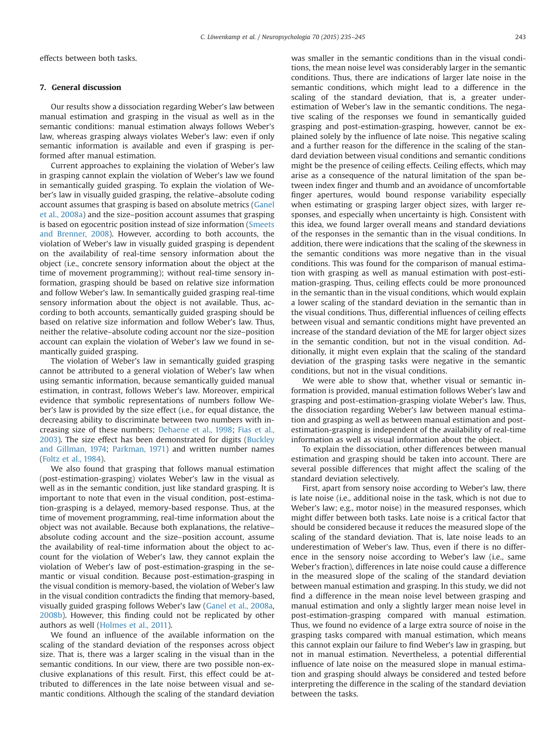effects between both tasks.

## 7. General discussion

Our results show a dissociation regarding Weber's law between manual estimation and grasping in the visual as well as in the semantic conditions: manual estimation always follows Weber's law, whereas grasping always violates Weber's law: even if only semantic information is available and even if grasping is performed after manual estimation.

Current approaches to explaining the violation of Weber's law in grasping cannot explain the violation of Weber's law we found in semantically guided grasping. To explain the violation of Weber's law in visually guided grasping, the relative–absolute coding account assumes that grasping is based on absolute metrics (Ganel et al., 2008a) and the size–position account assumes that grasping is based on egocentric position instead of size information (Smeets and Brenner, 2008). However, according to both accounts, the violation of Weber's law in visually guided grasping is dependent on the availability of real-time sensory information about the object (i.e., concrete sensory information about the object at the time of movement programming); without real-time sensory information, grasping should be based on relative size information and follow Weber's law. In semantically guided grasping real-time sensory information about the object is not available. Thus, according to both accounts, semantically guided grasping should be based on relative size information and follow Weber's law. Thus, neither the relative–absolute coding account nor the size–position account can explain the violation of Weber's law we found in semantically guided grasping.

The violation of Weber's law in semantically guided grasping cannot be attributed to a general violation of Weber's law when using semantic information, because semantically guided manual estimation, in contrast, follows Weber's law. Moreover, empirical evidence that symbolic representations of numbers follow Weber's law is provided by the size effect (i.e., for equal distance, the decreasing ability to discriminate between two numbers with increasing size of these numbers; Dehaene et al., 1998; Fias et al., 2003). The size effect has been demonstrated for digits (Buckley and Gillman, 1974; Parkman, 1971) and written number names (Foltz et al., 1984).

We also found that grasping that follows manual estimation (post-estimation-grasping) violates Weber's law in the visual as well as in the semantic condition, just like standard grasping. It is important to note that even in the visual condition, post-estimation-grasping is a delayed, memory-based response. Thus, at the time of movement programming, real-time information about the object was not available. Because both explanations, the relative–absolute coding account and the size–position account, assume the availability of real-time information about the object to account for the violation of Weber's law, they cannot explain the violation of Weber's law of post-estimation-grasping in the semantic or visual condition. Because post-estimation-grasping in the visual condition is memory-based, the violation of Weber's law in the visual condition contradicts the finding that memory-based, visually guided grasping follows Weber's law (Ganel et al., 2008a, 2008b). However, this finding could not be replicated by other authors as well (Holmes et al., 2011).

We found an influence of the available information on the scaling of the standard deviation of the responses across object size. That is, there was a larger scaling in the visual than in the semantic conditions. In our view, there are two possible non-exclusive explanations of this result. First, this effect could be attributed to differences in the late noise between visual and semantic conditions. Although the scaling of the standard deviation was smaller in the semantic conditions than in the visual conditions, the mean noise level was considerably larger in the semantic conditions. Thus, there are indications of larger late noise in the semantic conditions, which might lead to a difference in the scaling of the standard deviation, that is, a greater underestimation of Weber's law in the semantic conditions. The negative scaling of the responses we found in semantically guided grasping and post-estimation-grasping, however, cannot be explained solely by the influence of late noise. This negative scaling and a further reason for the difference in the scaling of the standard deviation between visual conditions and semantic conditions might be the presence of ceiling effects. Ceiling effects, which may arise as a consequence of the natural limitation of the span between index finger and thumb and an avoidance of uncomfortable finger apertures, would bound response variability especially when estimating or grasping larger object sizes, with larger responses, and especially when uncertainty is high. Consistent with this idea, we found larger overall means and standard deviations of the responses in the semantic than in the visual conditions. In addition, there were indications that the scaling of the skewness in the semantic conditions was more negative than in the visual conditions. This was found for the comparison of manual estimation with grasping as well as manual estimation with post-estimation-grasping. Thus, ceiling effects could be more pronounced in the semantic than in the visual conditions, which would explain a lower scaling of the standard deviation in the semantic than in the visual conditions. Thus, differential influences of ceiling effects between visual and semantic conditions might have prevented an increase of the standard deviation of the ME for larger object sizes in the semantic condition, but not in the visual condition. Additionally, it might even explain that the scaling of the standard deviation of the grasping tasks were negative in the semantic conditions, but not in the visual conditions.

We were able to show that, whether visual or semantic information is provided, manual estimation follows Weber's law and grasping and post-estimation-grasping violate Weber's law. Thus, the dissociation regarding Weber's law between manual estimation and grasping as well as between manual estimation and post-estimation-grasping is independent of the availability of real-time information as well as visual information about the object.

To explain the dissociation, other differences between manual estimation and grasping should be taken into account. There are several possible differences that might affect the scaling of the standard deviation selectively.

First, apart from sensory noise according to Weber's law, there is late noise (i.e., additional noise in the task, which is not due to Weber's law; e.g., motor noise) in the measured responses, which might differ between both tasks. Late noise is a critical factor that should be considered because it reduces the measured slope of the scaling of the standard deviation. That is, late noise leads to an underestimation of Weber's law. Thus, even if there is no difference in the sensory noise according to Weber's law (i.e., same Weber's fraction), differences in late noise could cause a difference in the measured slope of the scaling of the standard deviation between manual estimation and grasping. In this study, we did not find a difference in the mean noise level between grasping and manual estimation and only a slightly larger mean noise level in post-estimation-grasping compared with manual estimation. Thus, we found no evidence of a large extra source of noise in the grasping tasks compared with manual estimation, which means this cannot explain our failure to find Weber's law in grasping, but not in manual estimation. Nevertheless, a potential differential influence of late noise on the measured slope in manual estimation and grasping should always be considered and tested before interpreting the difference in the scaling of the standard deviation between the tasks.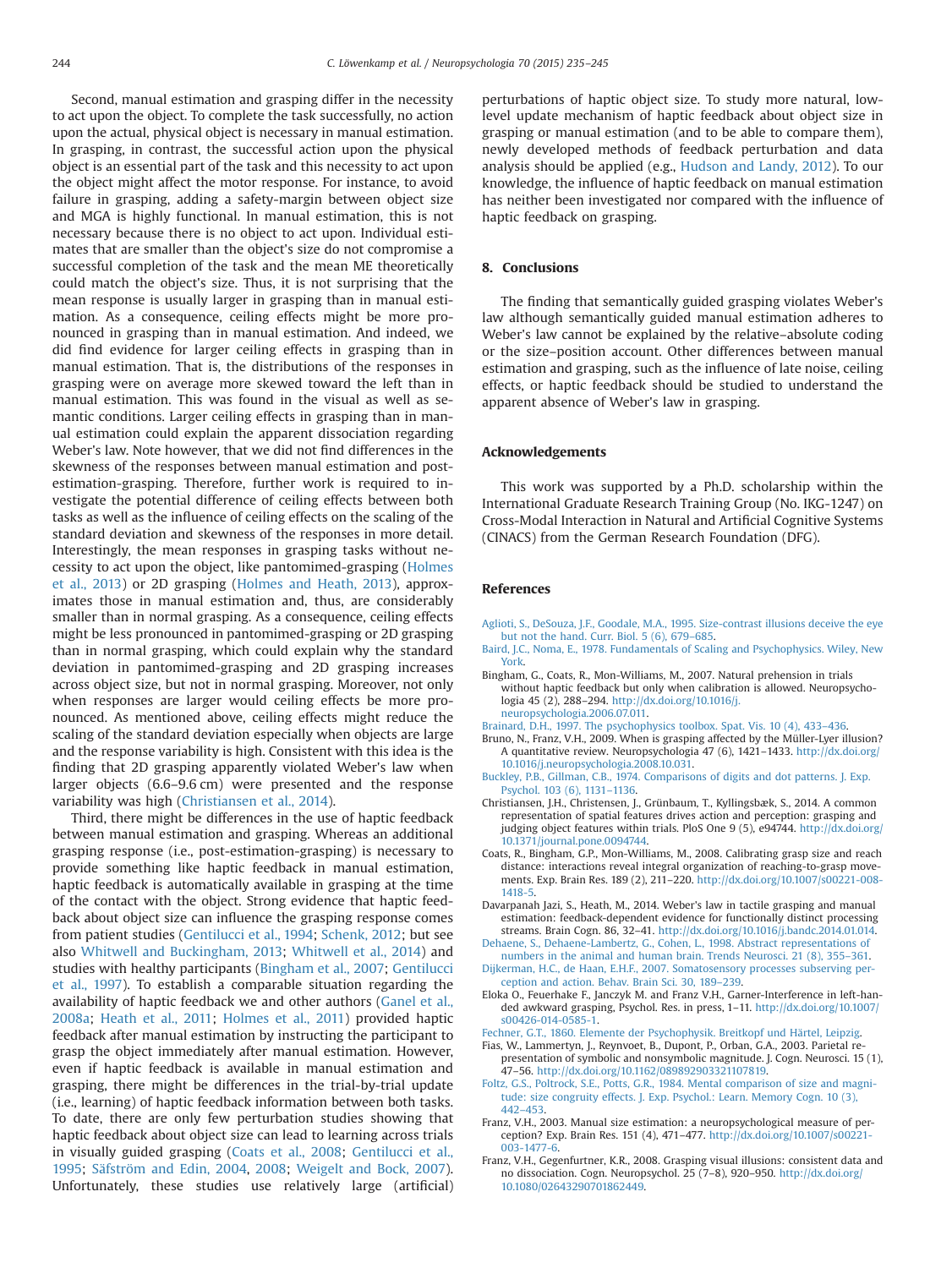Second, manual estimation and grasping differ in the necessity to act upon the object. To complete the task successfully, no action upon the actual, physical object is necessary in manual estimation. In grasping, in contrast, the successful action upon the physical object is an essential part of the task and this necessity to act upon the object might affect the motor response. For instance, to avoid failure in grasping, adding a safety-margin between object size and MGA is highly functional. In manual estimation, this is not necessary because there is no object to act upon. Individual estimates that are smaller than the object's size do not compromise a successful completion of the task and the mean ME theoretically could match the object's size. Thus, it is not surprising that the mean response is usually larger in grasping than in manual estimation. As a consequence, ceiling effects might be more pronounced in grasping than in manual estimation. And indeed, we did find evidence for larger ceiling effects in grasping than in manual estimation. That is, the distributions of the responses in grasping were on average more skewed toward the left than in manual estimation. This was found in the visual as well as semantic conditions. Larger ceiling effects in grasping than in manual estimation could explain the apparent dissociation regarding Weber's law. Note however, that we did not find differences in the skewness of the responses between manual estimation and post-estimation-grasping. Therefore, further work is required to investigate the potential difference of ceiling effects between both tasks as well as the influence of ceiling effects on the scaling of the standard deviation and skewness of the responses in more detail. Interestingly, the mean responses in grasping tasks without necessity to act upon the object, like pantomimed-grasping (Holmes et al., 2013) or 2D grasping (Holmes and Heath, 2013), approximates those in manual estimation and, thus, are considerably smaller than in normal grasping. As a consequence, ceiling effects might be less pronounced in pantomimed-grasping or 2D grasping than in normal grasping, which could explain why the standard deviation in pantomimed-grasping and 2D grasping increases across object size, but not in normal grasping. Moreover, not only when responses are larger would ceiling effects be more pronounced. As mentioned above, ceiling effects might reduce the scaling of the standard deviation especially when objects are large and the response variability is high. Consistent with this idea is the finding that 2D grasping apparently violated Weber's law when larger objects (6.6–9.6 cm) were presented and the response variability was high (Christiansen et al., 2014).

Third, there might be differences in the use of haptic feedback between manual estimation and grasping. Whereas an additional grasping response (i.e., post-estimation-grasping) is necessary to provide something like haptic feedback in manual estimation, haptic feedback is automatically available in grasping at the time of the contact with the object. Strong evidence that haptic feedback about object size can influence the grasping response comes from patient studies (Gentilucci et al., 1994; Schenk, 2012; but see also Whitwell and Buckingham, 2013; Whitwell et al., 2014) and studies with healthy participants (Bingham et al., 2007; Gentilucci et al., 1997). To establish a comparable situation regarding the availability of haptic feedback we and other authors (Ganel et al., 2008a; Heath et al., 2011; Holmes et al., 2011) provided haptic feedback after manual estimation by instructing the participant to grasp the object immediately after manual estimation. However, even if haptic feedback is available in manual estimation and grasping, there might be differences in the trial-by-trial update (i.e., learning) of haptic feedback information between both tasks. To date, there are only few perturbation studies showing that haptic feedback about object size can lead to learning across trials in visually guided grasping (Coats et al., 2008; Gentilucci et al., 1995; Säfström and Edin, 2004, 2008; Weigelt and Bock, 2007). Unfortunately, these studies use relatively large (artificial) perturbations of haptic object size. To study more natural, low-level update mechanism of haptic feedback about object size in grasping or manual estimation (and to be able to compare them), newly developed methods of feedback perturbation and data analysis should be applied (e.g., Hudson and Landy, 2012). To our knowledge, the influence of haptic feedback on manual estimation has neither been investigated nor compared with the influence of haptic feedback on grasping.

## 8. Conclusions

The finding that semantically guided grasping violates Weber's law although semantically guided manual estimation adheres to Weber's law cannot be explained by the relative–absolute coding or the size–position account. Other differences between manual estimation and grasping, such as the influence of late noise, ceiling effects, or haptic feedback should be studied to understand the apparent absence of Weber's law in grasping.

## Acknowledgements

This work was supported by a Ph.D. scholarship within the International Graduate Research Training Group (No. IKG-1247) on Cross-Modal Interaction in Natural and Artificial Cognitive Systems (CINACS) from the German Research Foundation (DFG).

## References

Aglioti, S., DeSouza, J.F., Goodale, M.A., 1995. Size-contrast illusions deceive the eye but not the hand. Curr. Biol. 5 (6), 679–685.

Baird, J.C., Noma, E., 1978. Fundamentals of Scaling and Psychophysics. Wiley, New York.

Bingham, G., Coats, R., Mon-Williams, M., 2007. Natural prehension in trials without haptic feedback but only when calibration is allowed. Neuropsychologia 45 (2), 288–294. http://dx.doi.org/10.1016/j.neuropsychologia.2006.07.011.

Brainard, D.H., 1997. The psychophysics toolbox. Spat. Vis. 10 (4), 433–436.

Bruno, N., Franz, V.H., 2009. When is grasping affected by the Müller-Lyer illusion? A quantitative review. Neuropsychologia 47 (6), 1421–1433. http://dx.doi.org/10.1016/j.neuropsychologia.2008.10.031.

Buckley, P.B., Gillman, C.B., 1974. Comparisons of digits and dot patterns. J. Exp. Psychol. 103 (6), 1131–1136.

Christiansen, J.H., Christensen, J., Grünbaum, T., Kyllingsbæk, S., 2014. A common representation of spatial features drives action and perception: grasping and judging object features within trials. PloS One 9 (5), e94744. http://dx.doi.org/10.1371/journal.pone.0094744.

Coats, R., Bingham, G.P., Mon-Williams, M., 2008. Calibrating grasp size and reach distance: interactions reveal integral organization of reaching-to-grasp movements. Exp. Brain Res. 189 (2), 211–220. http://dx.doi.org/10.1007/s00221-008-1418-5.

Davarpanah Jazi, S., Heath, M., 2014. Weber's law in tactile grasping and manual estimation: feedback-dependent evidence for functionally distinct processing streams. Brain Cogn. 86, 32–41. http://dx.doi.org/10.1016/j.bandc.2014.01.014.

Dehaene, S., Dehaene-Lambertz, G., Cohen, L., 1998. Abstract representations of numbers in the animal and human brain. Trends Neurosci. 21 (8), 355–361.

Dijkerman, H.C., de Haan, E.H.F., 2007. Somatosensory processes subserving perception and action. Behav. Brain Sci. 30, 189–239.

Eloka O., Feuerhake F., Janczyk M. and Franz V.H., Garner-Interference in left-handed awkward grasping, Psychol. Res. in press, 1–11. http://dx.doi.org/10.1007/s00426-014-0585-1.

Fechner, G.T., 1860. Elemente der Psychophysik. Breitkopf und Härtel, Leipzig.

Fias, W., Lammertyn, J., Reynvoet, B., Dupont, P., Orban, G.A., 2003. Parietal representation of symbolic and nonsymbolic magnitude. J. Cogn. Neurosci. 15 (1), 47–56. http://dx.doi.org/10.1162/089892903321107819.

Foltz, G.S., Poltrock, S.E., Potts, G.R., 1984. Mental comparison of size and magnitude: size congruity effects. J. Exp. Psychol.: Learn. Memory Cogn. 10 (3), 442–453.

Franz, V.H., 2003. Manual size estimation: a neuropsychological measure of perception? Exp. Brain Res. 151 (4), 471–477. http://dx.doi.org/10.1007/s00221-003-1477-6.

Franz, V.H., Gegenfurtner, K.R., 2008. Grasping visual illusions: consistent data and no dissociation. Cogn. Neuropsychol. 25 (7–8), 920–950. http://dx.doi.org/10.1080/02643290701862449.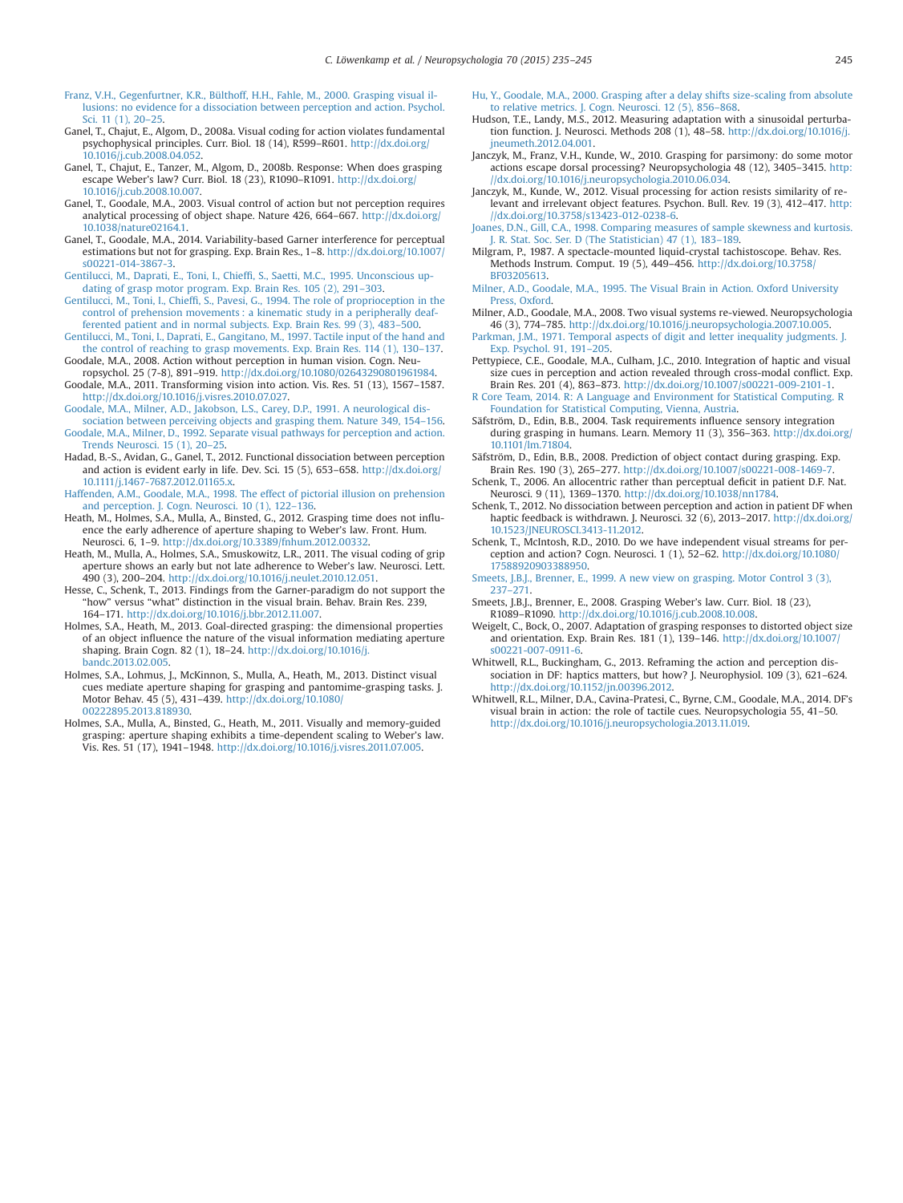Franz, V.H., Gegenfurtner, K.R., Bülthoff, H.H., Fahle, M., 2000. Grasping visual illusions: no evidence for a dissociation between perception and action. Psychol. Sci. 11 (1), 20–25.

Ganel, T., Chajut, E., Algom, D., 2008a. Visual coding for action violates fundamental psychophysical principles. Curr. Biol. 18 (14), R599–R601. http://dx.doi.org/10.1016/j.cub.2008.04.052.

Ganel, T., Chajut, E., Tanzer, M., Algom, D., 2008b. Response: When does grasping escape Weber's law? Curr. Biol. 18 (23), R1090–R1091. http://dx.doi.org/10.1016/j.cub.2008.10.007.

Ganel, T., Goodale, M.A., 2003. Visual control of action but not perception requires analytical processing of object shape. Nature 426, 664–667. http://dx.doi.org/10.1038/nature02164.1.

Ganel, T., Goodale, M.A., 2014. Variability-based Garner interference for perceptual estimations but not for grasping. Exp. Brain Res., 1–8. http://dx.doi.org/10.1007/s00221-014-3867-3.

Gentilucci, M., Daprati, E., Toni, I., Chieffi, S., Saetti, M.C., 1995. Unconscious updating of grasp motor program. Exp. Brain Res. 105 (2), 291–303.

Gentilucci, M., Toni, I., Chieffi, S., Pavesi, G., 1994. The role of proprioception in the control of prehension movements : a kinematic study in a peripherally deafferented patient and in normal subjects. Exp. Brain Res. 99 (3), 483–500.

Gentilucci, M., Toni, I., Daprati, E., Gangitano, M., 1997. Tactile input of the hand and the control of reaching to grasp movements. Exp. Brain Res. 114 (1), 130–137.

Goodale, M.A., 2008. Action without perception in human vision. Cogn. Neuropsychol. 25 (7-8), 891–919. http://dx.doi.org/10.1080/02643290801961984.

Goodale, M.A., 2011. Transforming vision into action. Vis. Res. 51 (13), 1567–1587. http://dx.doi.org/10.1016/j.visres.2010.07.027.

Goodale, M.A., Milner, A.D., Jakobson, L.S., Carey, D.P., 1991. A neurological dissociation between perceiving objects and grasping them. Nature 349, 154–156.

Goodale, M.A., Milner, D., 1992. Separate visual pathways for perception and action. Trends Neurosci. 15 (1), 20–25.

Hadad, B.-S., Avidan, G., Ganel, T., 2012. Functional dissociation between perception and action is evident early in life. Dev. Sci. 15 (5), 653–658. http://dx.doi.org/10.1111/j.1467-7687.2012.01165.x.

Haffenden, A.M., Goodale, M.A., 1998. The effect of pictorial illusion on prehension and perception. J. Cogn. Neurosci. 10 (1), 122–136.

Heath, M., Holmes, S.A., Mulla, A., Binsted, G., 2012. Grasping time does not influence the early adherence of aperture shaping to Weber's law. Front. Hum. Neurosci. 6, 1–9. http://dx.doi.org/10.3389/fnhum.2012.00332.

Heath, M., Mulla, A., Holmes, S.A., Smuskowitz, L.R., 2011. The visual coding of grip aperture shows an early but not late adherence to Weber's law. Neurosci. Lett. 490 (3), 200–204. http://dx.doi.org/10.1016/j.neulet.2010.12.051.

Hesse, C., Schenk, T., 2013. Findings from the Garner-paradigm do not support the "how" versus "what" distinction in the visual brain. Behav. Brain Res. 239, 164–171. http://dx.doi.org/10.1016/j.bbr.2012.11.007.

Holmes, S.A., Heath, M., 2013. Goal-directed grasping: the dimensional properties of an object influence the nature of the visual information mediating aperture shaping. Brain Cogn. 82 (1), 18–24. http://dx.doi.org/10.1016/j.bandc.2013.02.005.

Holmes, S.A., Lohmus, J., McKinnon, S., Mulla, A., Heath, M., 2013. Distinct visual cues mediate aperture shaping for grasping and pantomime-grasping tasks. J. Motor Behav. 45 (5), 431–439. http://dx.doi.org/10.1080/00222895.2013.818930.

Holmes, S.A., Mulla, A., Binsted, G., Heath, M., 2011. Visually and memory-guided grasping: aperture shaping exhibits a time-dependent scaling to Weber's law. Vis. Res. 51 (17), 1941–1948. http://dx.doi.org/10.1016/j.visres.2011.07.005.

Hu, Y., Goodale, M.A., 2000. Grasping after a delay shifts size-scaling from absolute to relative metrics. J. Cogn. Neurosci. 12 (5), 856–868.

Hudson, T.E., Landy, M.S., 2012. Measuring adaptation with a sinusoidal perturbation function. J. Neurosci. Methods 208 (1), 48–58. http://dx.doi.org/10.1016/j.jneumeth.2012.04.001.

Janczyk, M., Franz, V.H., Kunde, W., 2010. Grasping for parsimony: do some motor actions escape dorsal processing? Neuropsychologia 48 (12), 3405–3415. http://dx.doi.org/10.1016/j.neuropsychologia.2010.06.034.

Janczyk, M., Kunde, W., 2012. Visual processing for action resists similarity of relevant and irrelevant object features. Psychon. Bull. Rev. 19 (3), 412–417. http://dx.doi.org/10.3758/s13423-012-0238-6.

Joanes, D.N., Gill, C.A., 1998. Comparing measures of sample skewness and kurtosis. J. R. Stat. Soc. Ser. D (The Statistician) 47 (1), 183–189.

Milgram, P., 1987. A spectacle-mounted liquid-crystal tachistoscope. Behav. Res. Methods Instrum. Comput. 19 (5), 449–456. http://dx.doi.org/10.3758/BF03205613.

Milner, A.D., Goodale, M.A., 1995. The Visual Brain in Action. Oxford University Press, Oxford.

Milner, A.D., Goodale, M.A., 2008. Two visual systems re-viewed. Neuropsychologia 46 (3), 774–785. http://dx.doi.org/10.1016/j.neuropsychologia.2007.10.005.

Parkman, J.M., 1971. Temporal aspects of digit and letter inequality judgments. J. Exp. Psychol. 91, 191–205.

Pettypiece, C.E., Goodale, M.A., Culham, J.C., 2010. Integration of haptic and visual size cues in perception and action revealed through cross-modal conflict. Exp. Brain Res. 201 (4), 863–873. http://dx.doi.org/10.1007/s00221-009-2101-1.

R Core Team, 2014. R: A Language and Environment for Statistical Computing. R Foundation for Statistical Computing, Vienna, Austria.

Säfström, D., Edin, B.B., 2004. Task requirements influence sensory integration during grasping in humans. Learn. Memory 11 (3), 356–363. http://dx.doi.org/10.1101/lm.71804.

Säfström, D., Edin, B.B., 2008. Prediction of object contact during grasping. Exp. Brain Res. 190 (3), 265–277. http://dx.doi.org/10.1007/s00221-008-1469-7.

Schenk, T., 2006. An allocentric rather than perceptual deficit in patient D.F. Nat. Neurosci. 9 (11), 1369–1370. http://dx.doi.org/10.1038/nn1784.

Schenk, T., 2012. No dissociation between perception and action in patient DF when haptic feedback is withdrawn. J. Neurosci. 32 (6), 2013–2017. http://dx.doi.org/10.1523/JNEUROSCI.3413-11.2012.

Schenk, T., McIntosh, R.D., 2010. Do we have independent visual streams for perception and action? Cogn. Neurosci. 1 (1), 52–62. http://dx.doi.org/10.1080/17588920903388950.

Smeets, J.B.J., Brenner, E., 1999. A new view on grasping. Motor Control 3 (3), 237–271.

Smeets, J.B.J., Brenner, E., 2008. Grasping Weber's law. Curr. Biol. 18 (23), R1089–R1090. http://dx.doi.org/10.1016/j.cub.2008.10.008.

Weigelt, C., Bock, O., 2007. Adaptation of grasping responses to distorted object size and orientation. Exp. Brain Res. 181 (1), 139–146. http://dx.doi.org/10.1007/s00221-007-0911-6.

Whitwell, R.L., Buckingham, G., 2013. Reframing the action and perception dissociation in DF: haptics matters, but how? J. Neurophysiol. 109 (3), 621–624. http://dx.doi.org/10.1152/jn.00396.2012.

Whitwell, R.L., Milner, D.A., Cavina-Pratesi, C., Byrne, C.M., Goodale, M.A., 2014. DF's visual brain in action: the role of tactile cues. Neuropsychologia 55, 41–50. http://dx.doi.org/10.1016/j.neuropsychologia.2013.11.019.